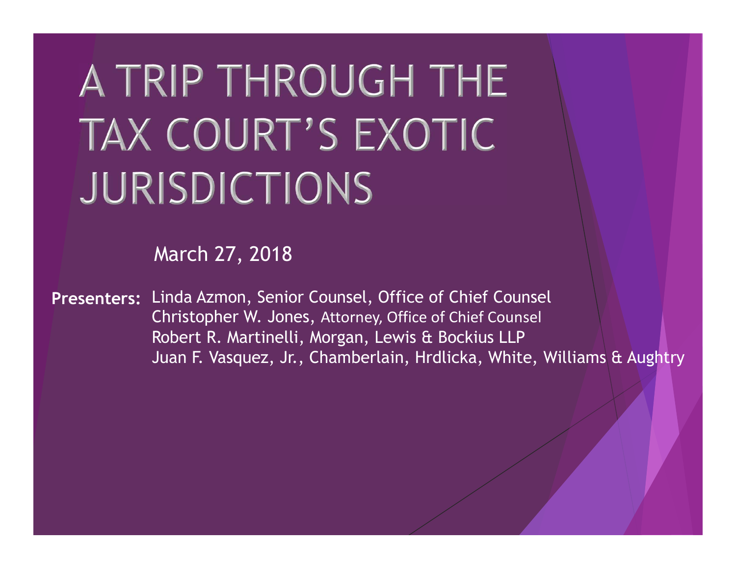# A TRIP THROUGH THE TAX COURT'S EXOTIC JURISDICTIONS

March 27, 2018

**Presenters:** Linda Azmon, Senior Counsel, Office of Chief Counsel
Christopher W. Jones, Attorney, Office of Chief Counsel
Robert R. Martinelli, Morgan, Lewis & Bockius LLP
Juan F. Vasquez, Jr., Chamberlain, Hrdlicka, White, Williams & Aughtry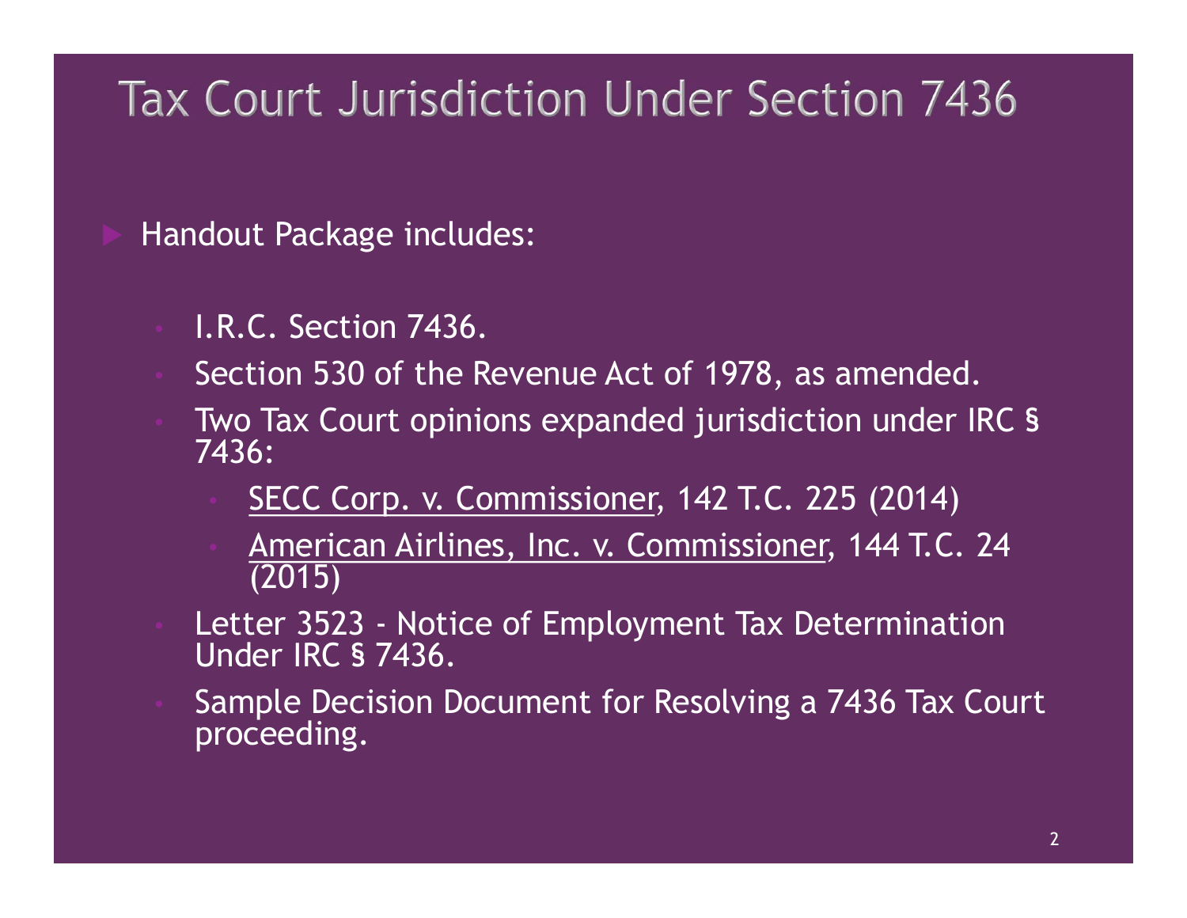# Tax Court Jurisdiction Under Section 7436

- Handout Package includes:
  - I.R.C. Section 7436.
  - Section 530 of the Revenue Act of 1978, as amended.
  - Two Tax Court opinions expanded jurisdiction under IRC § 7436:
    - SECC Corp. v. Commissioner, 142 T.C. 225 (2014)
    - American Airlines, Inc. v. Commissioner, 144 T.C. 24 (2015)
  - Letter 3523 - Notice of Employment Tax Determination Under IRC § 7436.
  - Sample Decision Document for Resolving a 7436 Tax Court proceeding.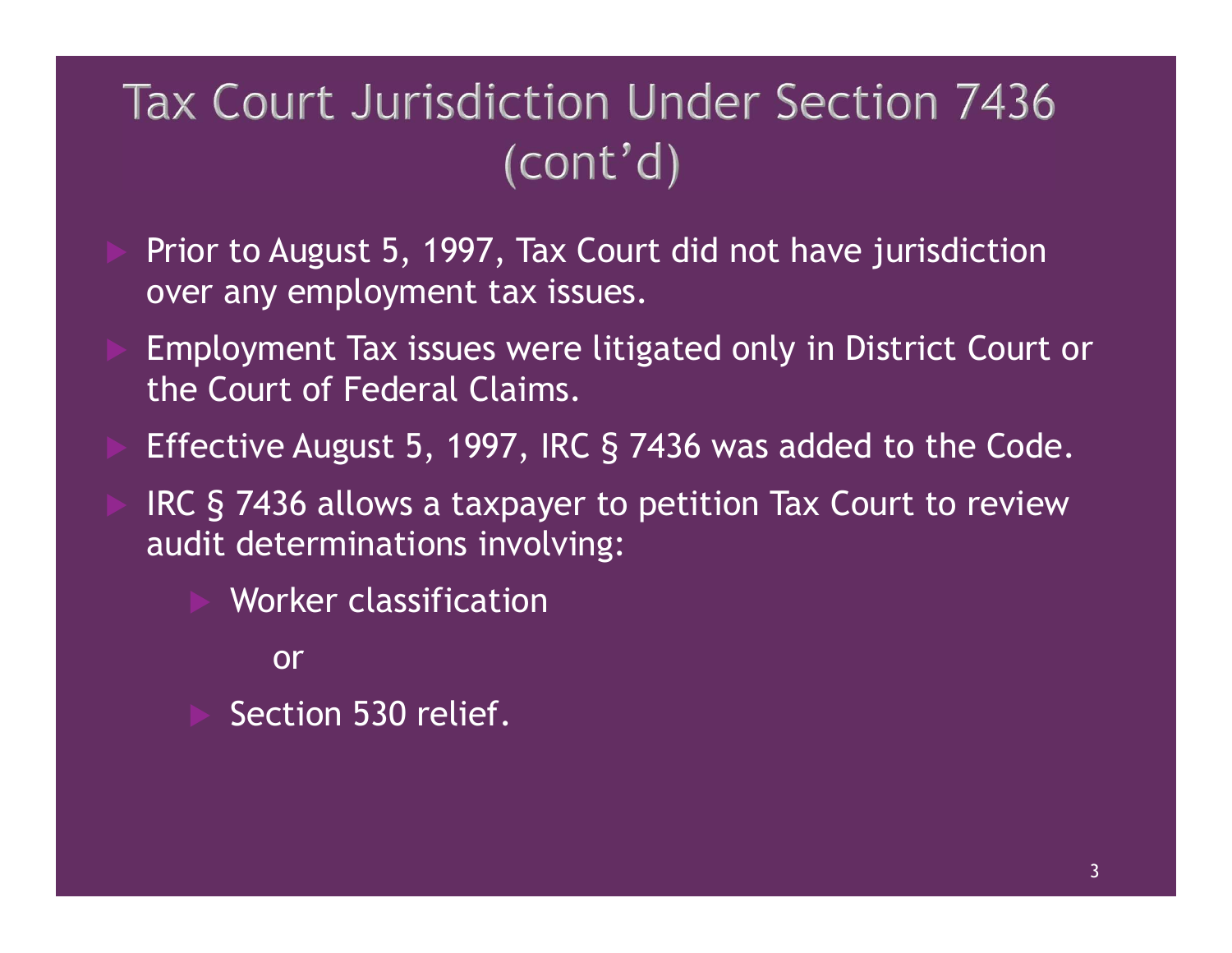# Tax Court Jurisdiction Under Section 7436 (cont'd)

- Prior to August 5, 1997, Tax Court did not have jurisdiction over any employment tax issues.
- Employment Tax issues were litigated only in District Court or the Court of Federal Claims.
- Effective August 5, 1997, IRC § 7436 was added to the Code.
- IRC § 7436 allows a taxpayer to petition Tax Court to review audit determinations involving:
  - Worker classification

    or

  - Section 530 relief.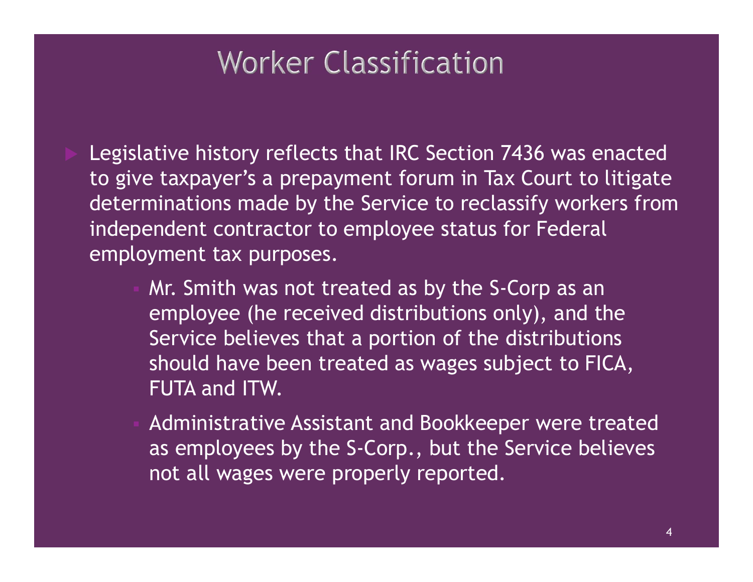# Worker Classification

- Legislative history reflects that IRC Section 7436 was enacted to give taxpayer's a prepayment forum in Tax Court to litigate determinations made by the Service to reclassify workers from independent contractor to employee status for Federal employment tax purposes.
  - Mr. Smith was not treated as by the S-Corp as an employee (he received distributions only), and the Service believes that a portion of the distributions should have been treated as wages subject to FICA, FUTA and ITW.
  - Administrative Assistant and Bookkeeper were treated as employees by the S-Corp., but the Service believes not all wages were properly reported.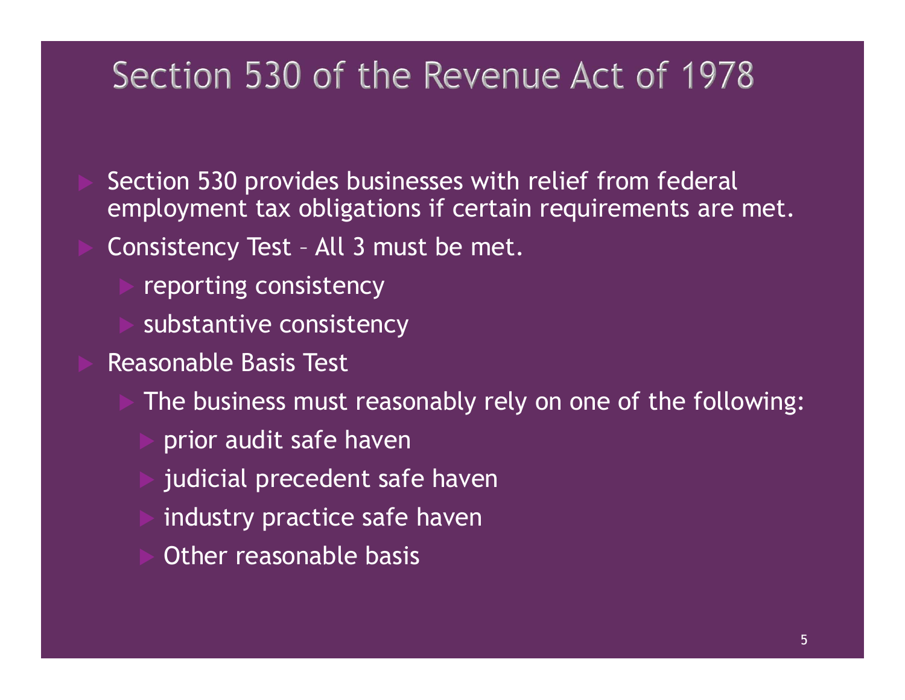# Section 530 of the Revenue Act of 1978

- Section 530 provides businesses with relief from federal employment tax obligations if certain requirements are met.
- Consistency Test – All 3 must be met.
  - reporting consistency
  - substantive consistency
- Reasonable Basis Test
  - The business must reasonably rely on one of the following:
    - prior audit safe haven
    - judicial precedent safe haven
    - industry practice safe haven
    - Other reasonable basis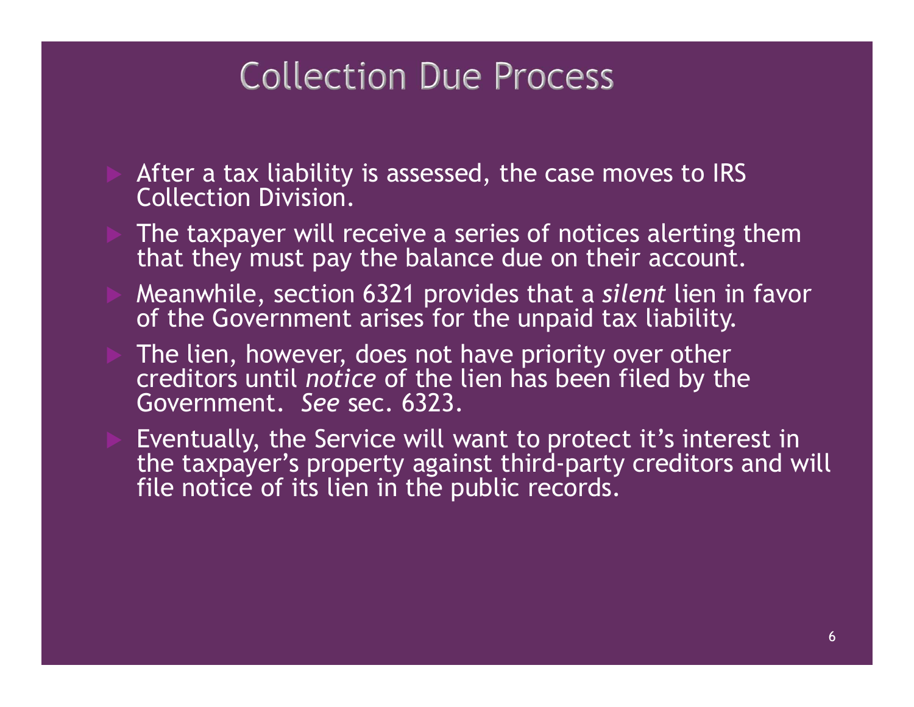# Collection Due Process

- After a tax liability is assessed, the case moves to IRS Collection Division.
- The taxpayer will receive a series of notices alerting them that they must pay the balance due on their account.
- Meanwhile, section 6321 provides that a *silent* lien in favor of the Government arises for the unpaid tax liability.
- The lien, however, does not have priority over other creditors until *notice* of the lien has been filed by the Government. *See* sec. 6323.
- Eventually, the Service will want to protect it's interest in the taxpayer's property against third-party creditors and will file notice of its lien in the public records.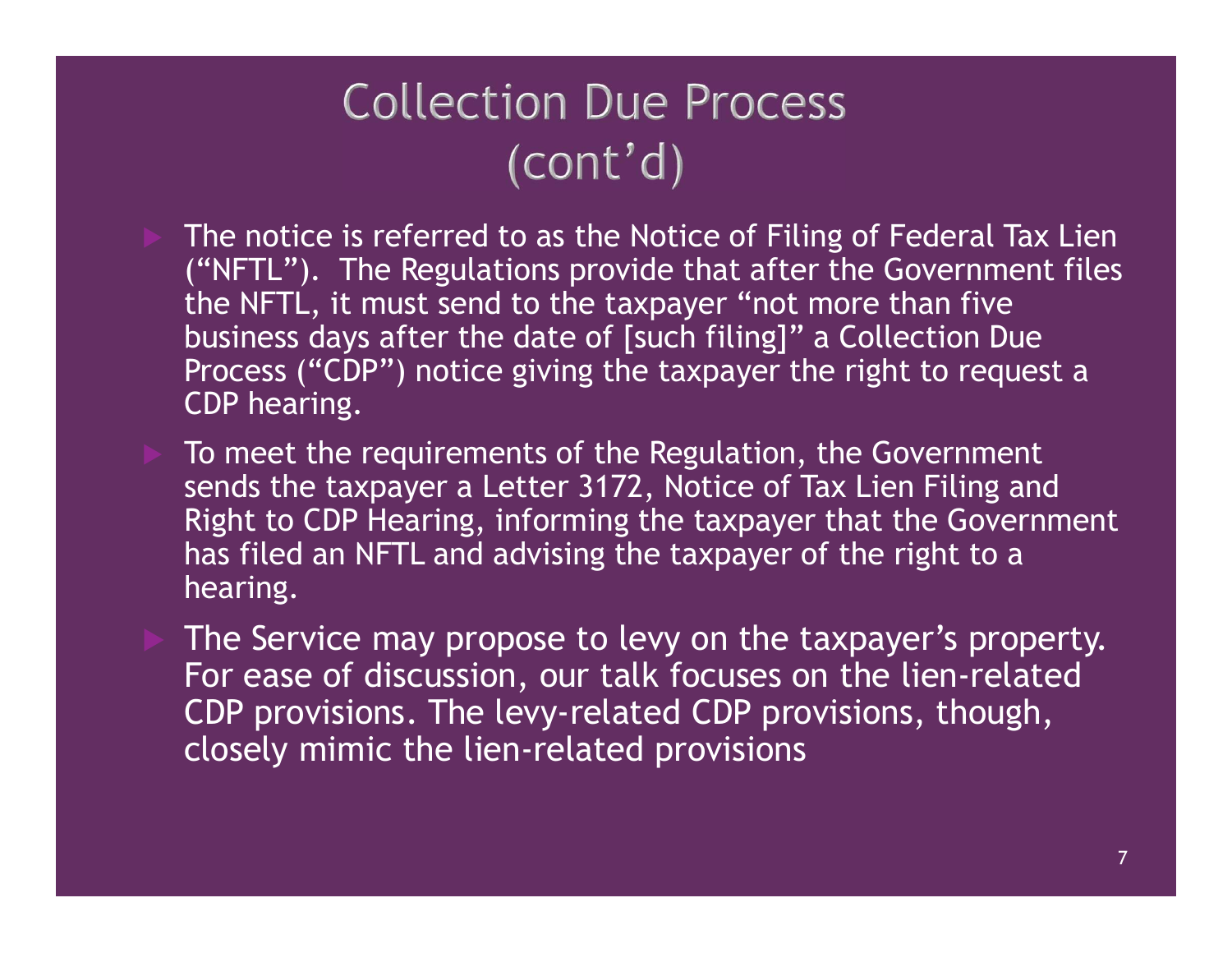# Collection Due Process (cont'd)

- The notice is referred to as the Notice of Filing of Federal Tax Lien ("NFTL"). The Regulations provide that after the Government files the NFTL, it must send to the taxpayer "not more than five business days after the date of [such filing]" a Collection Due Process ("CDP") notice giving the taxpayer the right to request a CDP hearing.
- To meet the requirements of the Regulation, the Government sends the taxpayer a Letter 3172, Notice of Tax Lien Filing and Right to CDP Hearing, informing the taxpayer that the Government has filed an NFTL and advising the taxpayer of the right to a hearing.
- The Service may propose to levy on the taxpayer's property. For ease of discussion, our talk focuses on the lien-related CDP provisions. The levy-related CDP provisions, though, closely mimic the lien-related provisions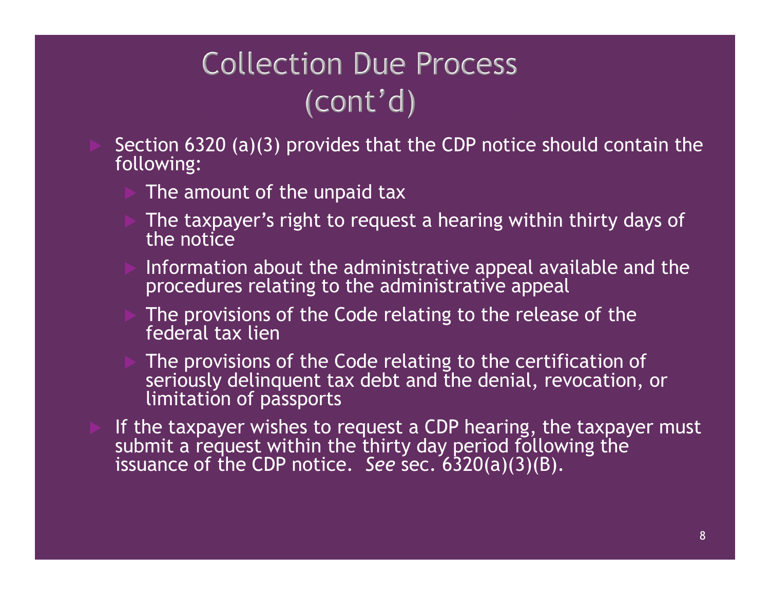# Collection Due Process (cont'd)

- Section 6320 (a)(3) provides that the CDP notice should contain the following:
  - The amount of the unpaid tax
  - The taxpayer's right to request a hearing within thirty days of the notice
  - Information about the administrative appeal available and the procedures relating to the administrative appeal
  - The provisions of the Code relating to the release of the federal tax lien
  - The provisions of the Code relating to the certification of seriously delinquent tax debt and the denial, revocation, or limitation of passports
- If the taxpayer wishes to request a CDP hearing, the taxpayer must submit a request within the thirty day period following the issuance of the CDP notice. *See* sec. 6320(a)(3)(B).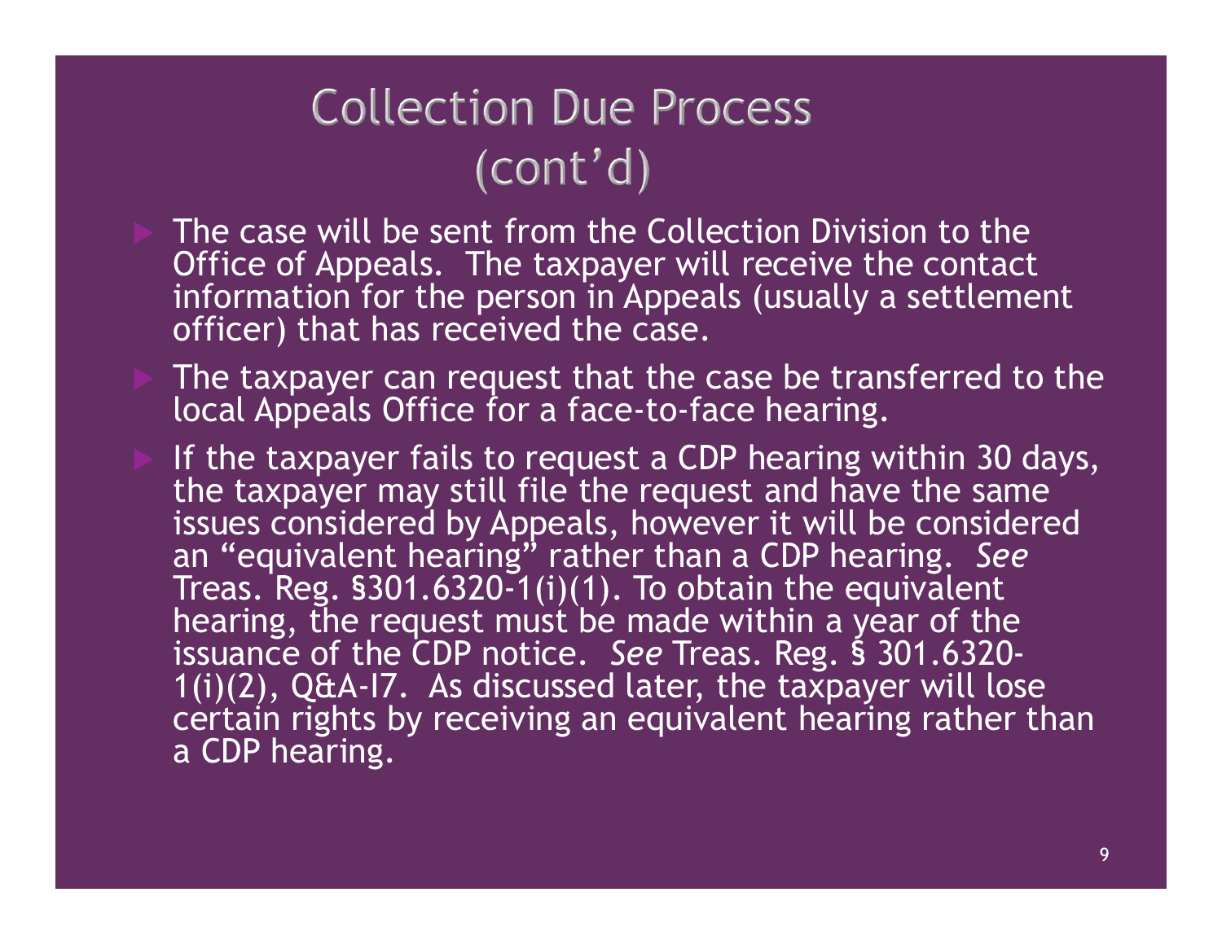# Collection Due Process (cont'd)

- The case will be sent from the Collection Division to the Office of Appeals. The taxpayer will receive the contact information for the person in Appeals (usually a settlement officer) that has received the case.
- The taxpayer can request that the case be transferred to the local Appeals Office for a face-to-face hearing.
- If the taxpayer fails to request a CDP hearing within 30 days, the taxpayer may still file the request and have the same issues considered by Appeals, however it will be considered an "equivalent hearing" rather than a CDP hearing. *See* Treas. Reg. §301.6320-1(i)(1). To obtain the equivalent hearing, the request must be made within a year of the issuance of the CDP notice. *See* Treas. Reg. § 301.6320-1(i)(2), Q&A-I7. As discussed later, the taxpayer will lose certain rights by receiving an equivalent hearing rather than a CDP hearing.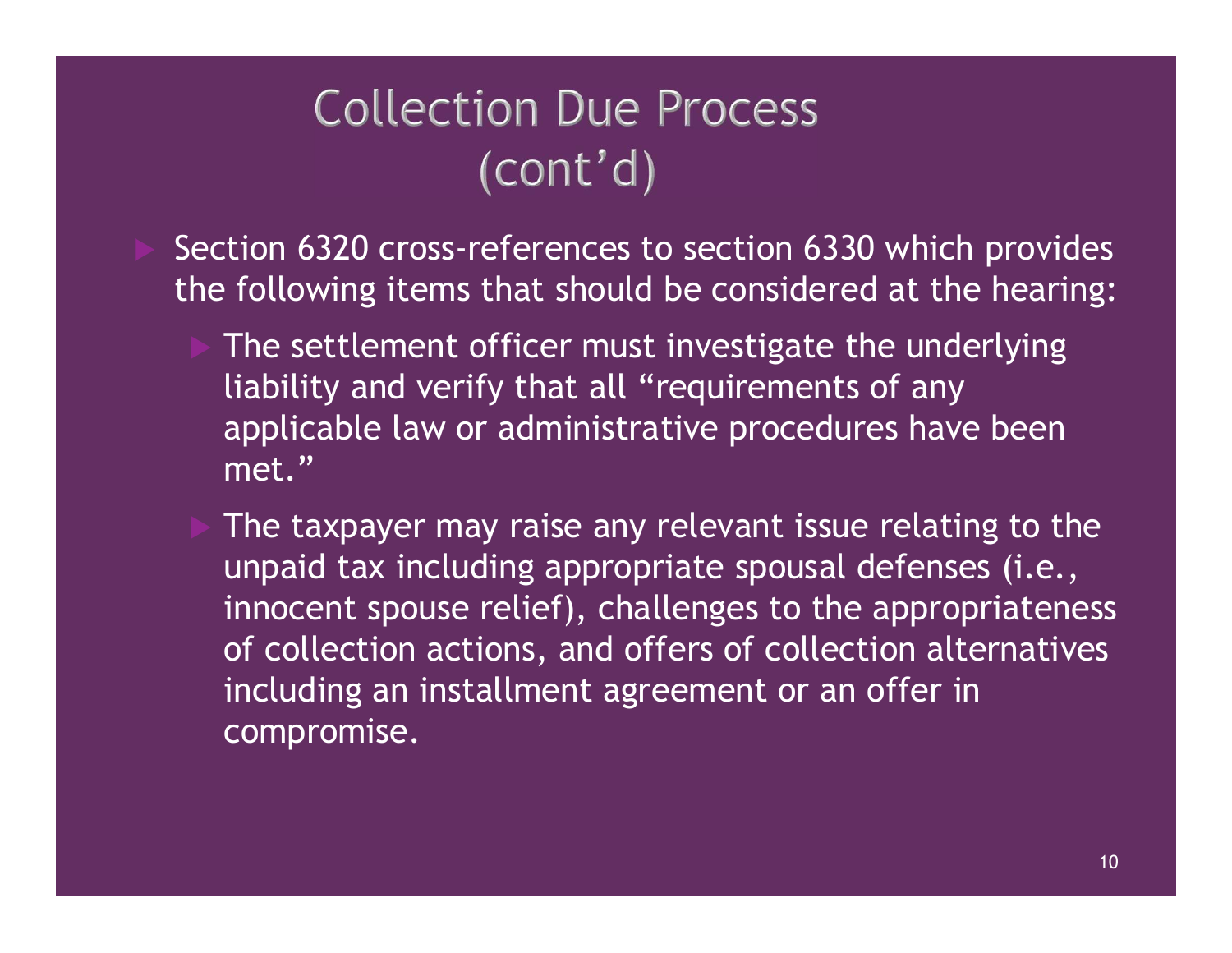# Collection Due Process (cont'd)

- Section 6320 cross-references to section 6330 which provides the following items that should be considered at the hearing:
  - The settlement officer must investigate the underlying liability and verify that all "requirements of any applicable law or administrative procedures have been met."
  - The taxpayer may raise any relevant issue relating to the unpaid tax including appropriate spousal defenses (i.e., innocent spouse relief), challenges to the appropriateness of collection actions, and offers of collection alternatives including an installment agreement or an offer in compromise.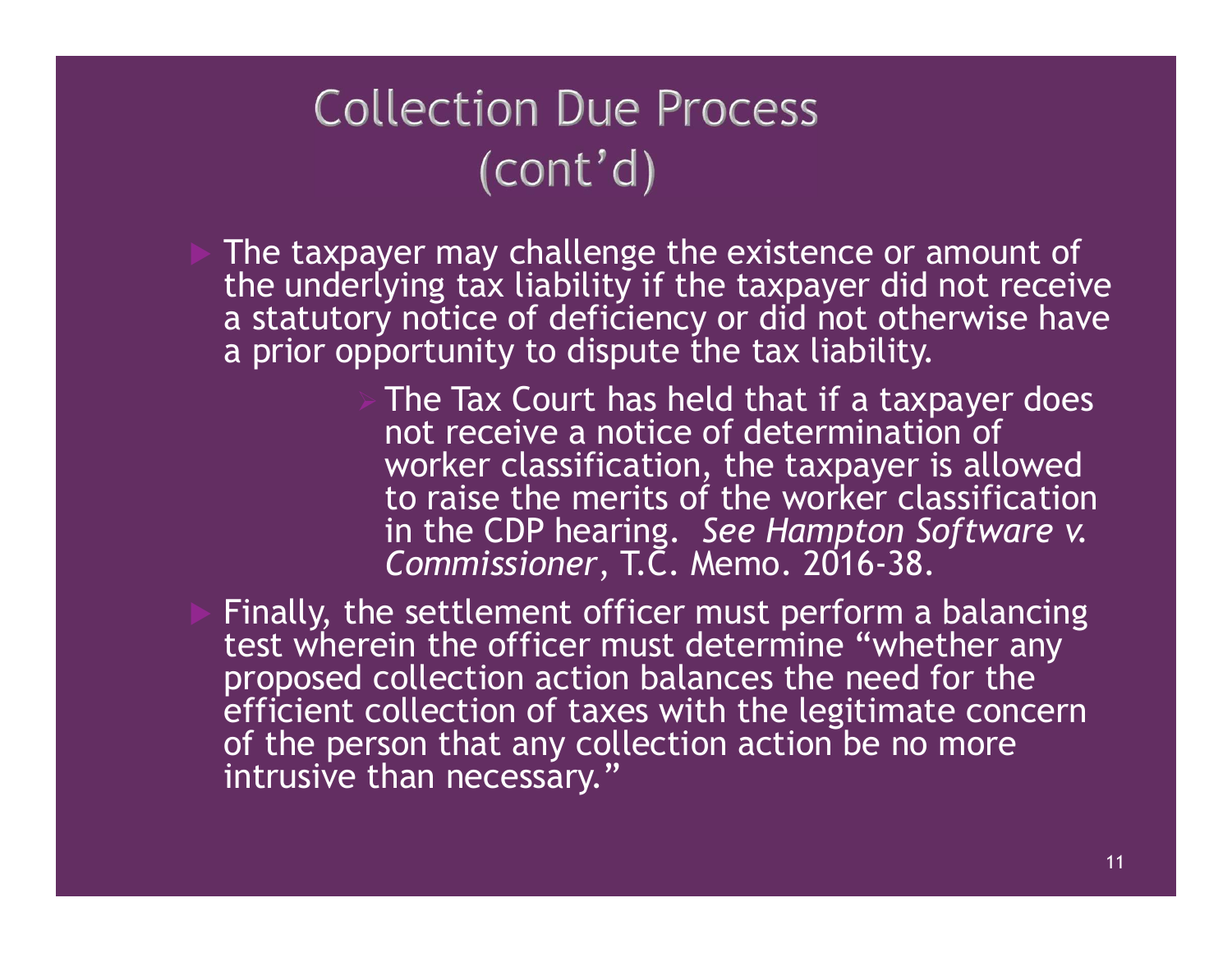# Collection Due Process (cont'd)

- The taxpayer may challenge the existence or amount of the underlying tax liability if the taxpayer did not receive a statutory notice of deficiency or did not otherwise have a prior opportunity to dispute the tax liability.
  - The Tax Court has held that if a taxpayer does not receive a notice of determination of worker classification, the taxpayer is allowed to raise the merits of the worker classification in the CDP hearing. *See Hampton Software v. Commissioner*, T.C. Memo. 2016-38.
- Finally, the settlement officer must perform a balancing test wherein the officer must determine "whether any proposed collection action balances the need for the efficient collection of taxes with the legitimate concern of the person that any collection action be no more intrusive than necessary."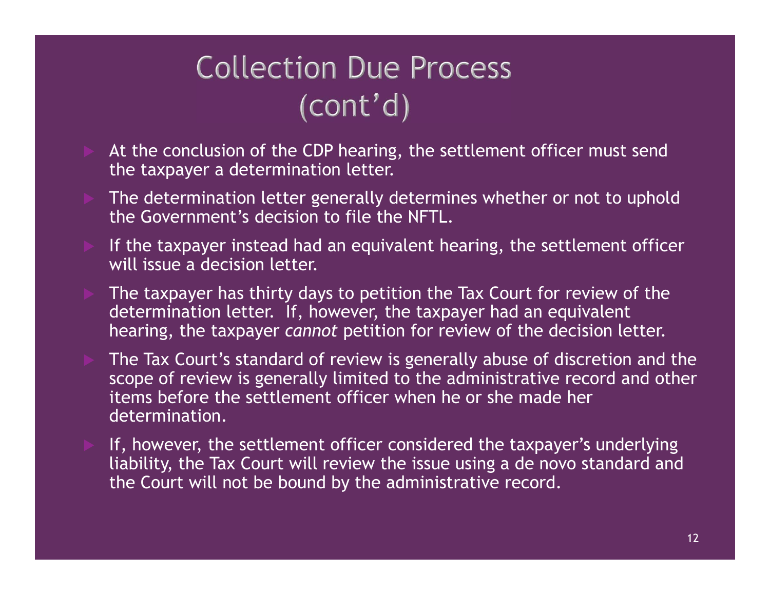# Collection Due Process (cont'd)

- At the conclusion of the CDP hearing, the settlement officer must send the taxpayer a determination letter.
- The determination letter generally determines whether or not to uphold the Government's decision to file the NFTL.
- If the taxpayer instead had an equivalent hearing, the settlement officer will issue a decision letter.
- The taxpayer has thirty days to petition the Tax Court for review of the determination letter. If, however, the taxpayer had an equivalent hearing, the taxpayer *cannot* petition for review of the decision letter.
- The Tax Court's standard of review is generally abuse of discretion and the scope of review is generally limited to the administrative record and other items before the settlement officer when he or she made her determination.
- If, however, the settlement officer considered the taxpayer's underlying liability, the Tax Court will review the issue using a de novo standard and the Court will not be bound by the administrative record.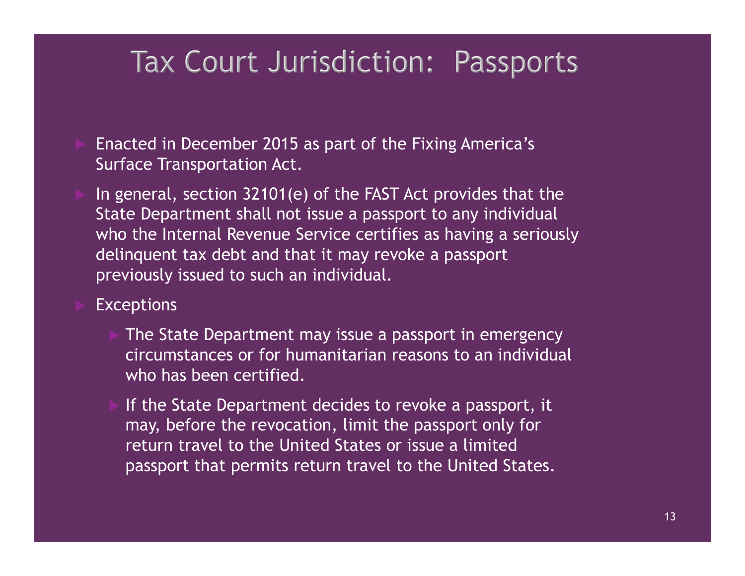# Tax Court Jurisdiction: Passports

- Enacted in December 2015 as part of the Fixing America's Surface Transportation Act.
- In general, section 32101(e) of the FAST Act provides that the State Department shall not issue a passport to any individual who the Internal Revenue Service certifies as having a seriously delinquent tax debt and that it may revoke a passport previously issued to such an individual.
- Exceptions
  - The State Department may issue a passport in emergency circumstances or for humanitarian reasons to an individual who has been certified.
  - If the State Department decides to revoke a passport, it may, before the revocation, limit the passport only for return travel to the United States or issue a limited passport that permits return travel to the United States.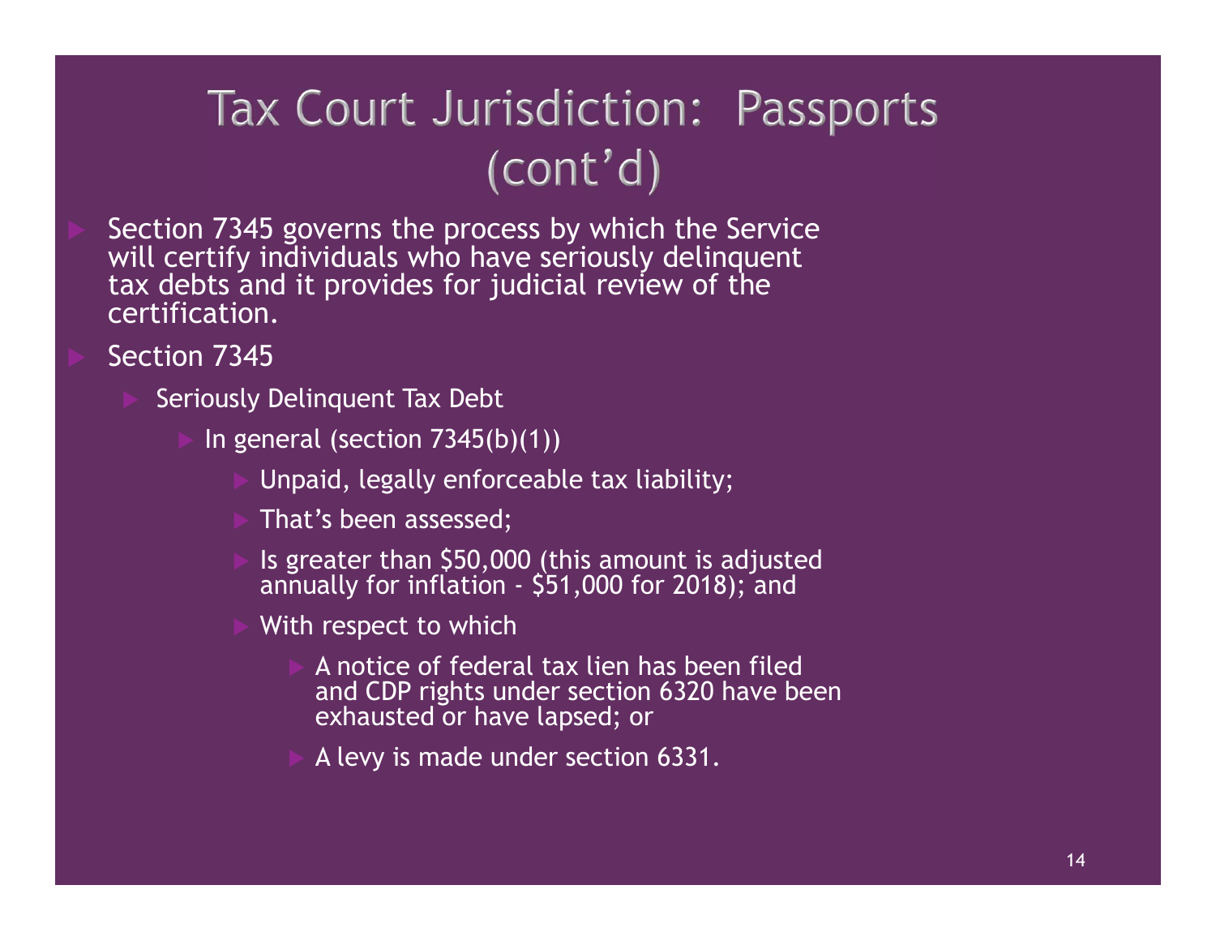# Tax Court Jurisdiction: Passports (cont'd)

- Section 7345 governs the process by which the Service will certify individuals who have seriously delinquent tax debts and it provides for judicial review of the certification.
- Section 7345
  - Seriously Delinquent Tax Debt
    - In general (section 7345(b)(1))
      - Unpaid, legally enforceable tax liability;
      - That's been assessed;
      - Is greater than $50,000 (this amount is adjusted annually for inflation - $51,000 for 2018); and
      - With respect to which
        - A notice of federal tax lien has been filed and CDP rights under section 6320 have been exhausted or have lapsed; or
        - A levy is made under section 6331.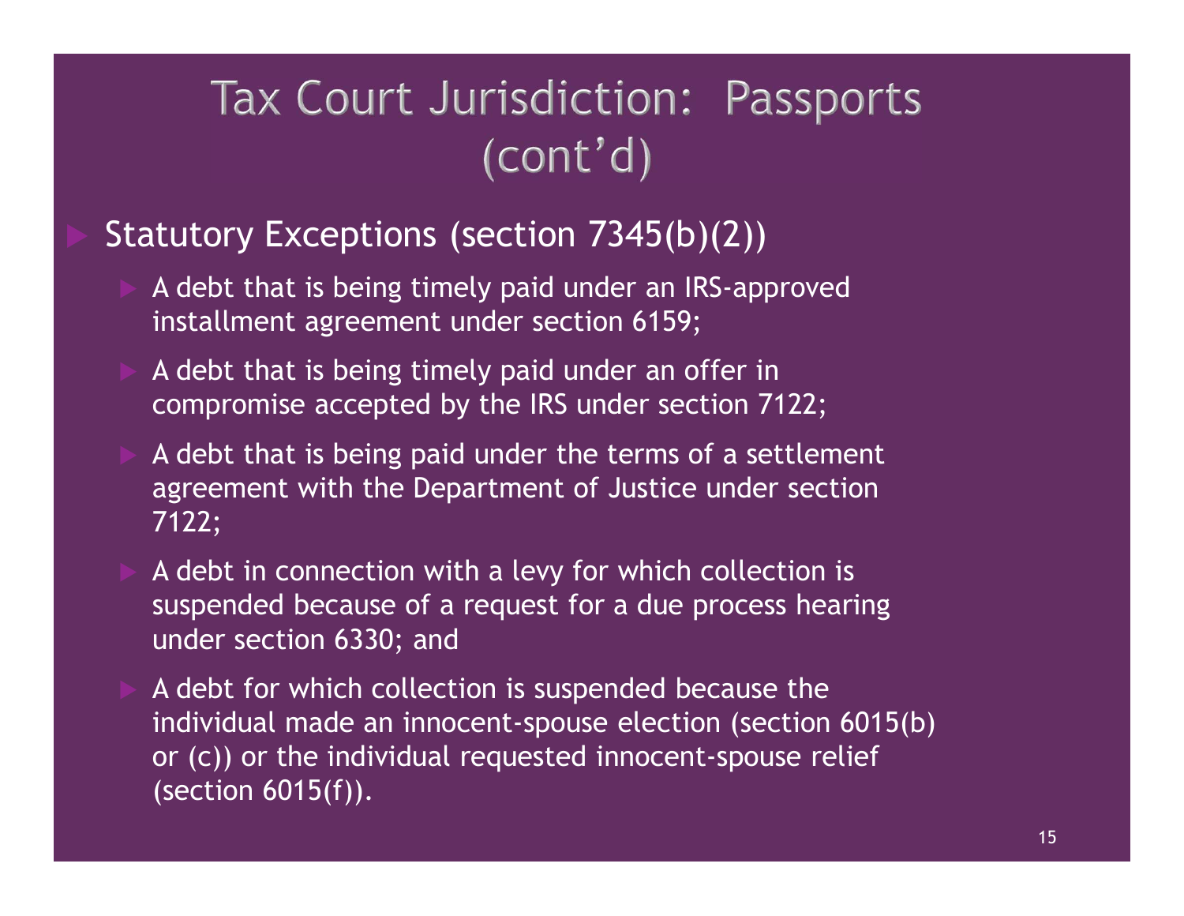# Tax Court Jurisdiction: Passports (cont'd)

- Statutory Exceptions (section 7345(b)(2))
  - A debt that is being timely paid under an IRS-approved installment agreement under section 6159;
  - A debt that is being timely paid under an offer in compromise accepted by the IRS under section 7122;
  - A debt that is being paid under the terms of a settlement agreement with the Department of Justice under section 7122;
  - A debt in connection with a levy for which collection is suspended because of a request for a due process hearing under section 6330; and
  - A debt for which collection is suspended because the individual made an innocent-spouse election (section 6015(b) or (c)) or the individual requested innocent-spouse relief (section 6015(f)).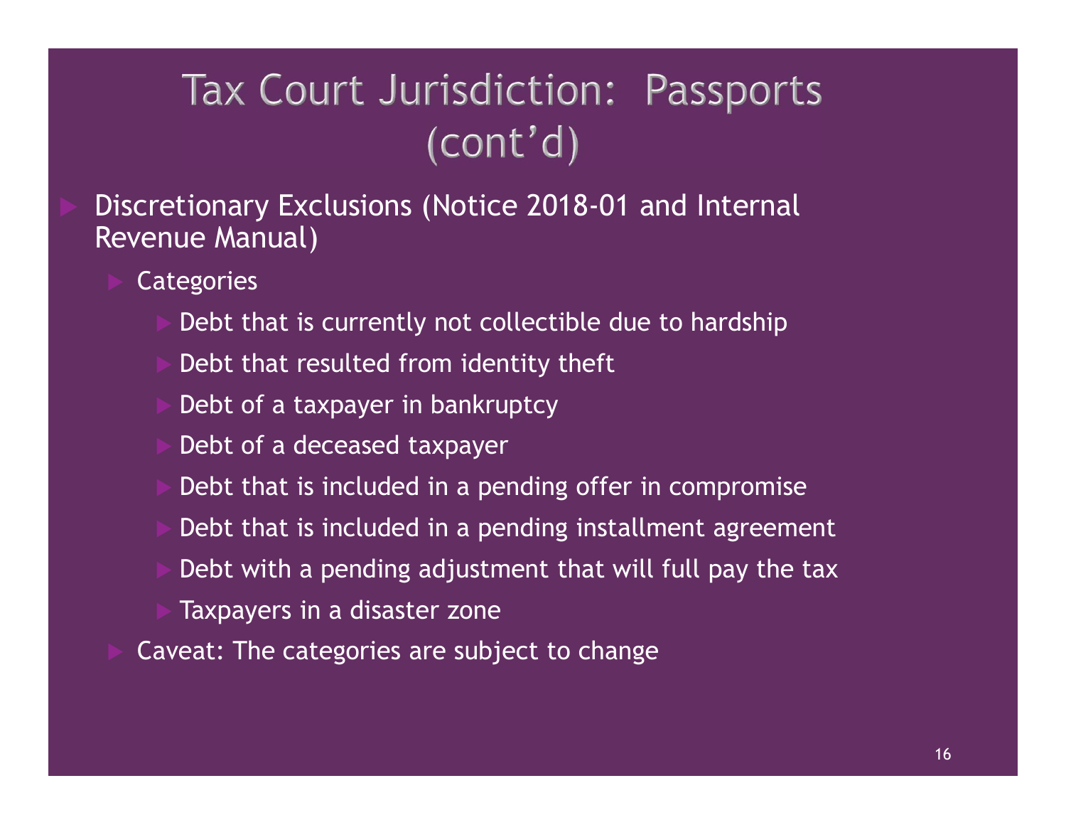# Tax Court Jurisdiction: Passports (cont'd)

- Discretionary Exclusions (Notice 2018-01 and Internal Revenue Manual)
  - Categories
    - Debt that is currently not collectible due to hardship
    - Debt that resulted from identity theft
    - Debt of a taxpayer in bankruptcy
    - Debt of a deceased taxpayer
    - Debt that is included in a pending offer in compromise
    - Debt that is included in a pending installment agreement
    - Debt with a pending adjustment that will full pay the tax
    - Taxpayers in a disaster zone
  - Caveat: The categories are subject to change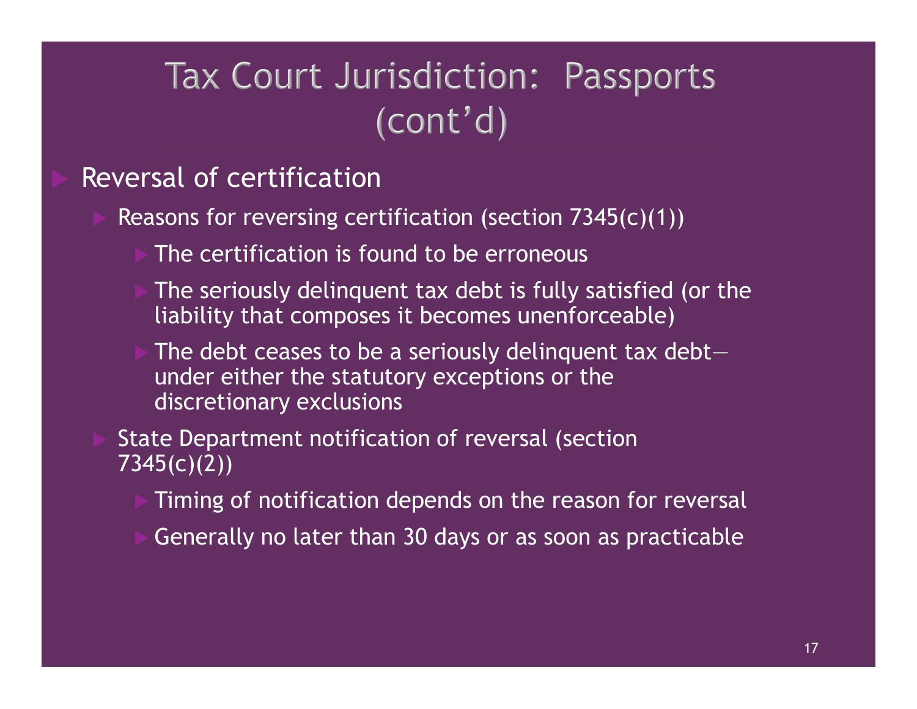# Tax Court Jurisdiction: Passports (cont'd)

- Reversal of certification
  - Reasons for reversing certification (section 7345(c)(1))
    - The certification is found to be erroneous
    - The seriously delinquent tax debt is fully satisfied (or the liability that composes it becomes unenforceable)
    - The debt ceases to be a seriously delinquent tax debt—under either the statutory exceptions or the discretionary exclusions
  - State Department notification of reversal (section 7345(c)(2))
    - Timing of notification depends on the reason for reversal
    - Generally no later than 30 days or as soon as practicable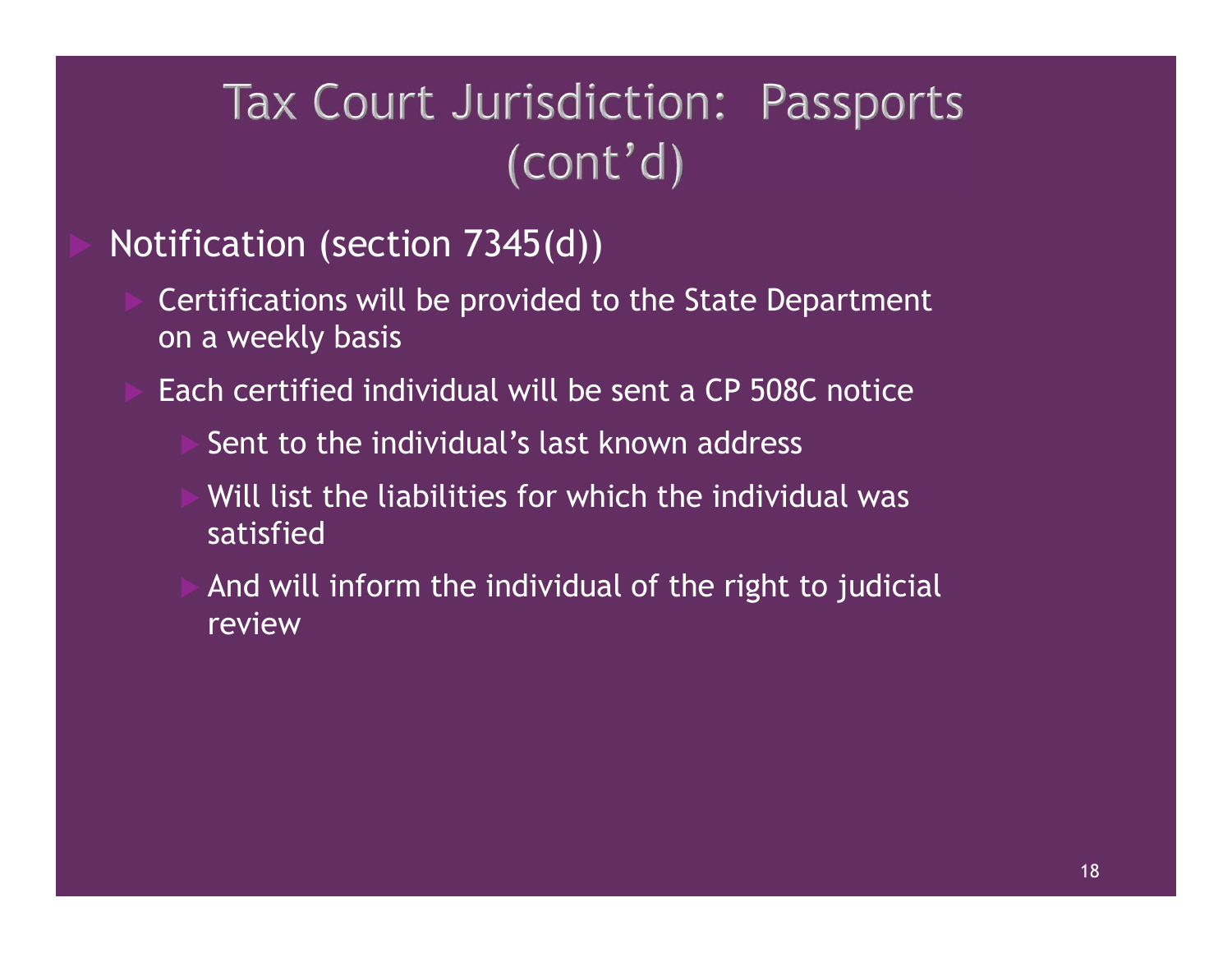# Tax Court Jurisdiction: Passports (cont'd)

- Notification (section 7345(d))
  - Certifications will be provided to the State Department on a weekly basis
  - Each certified individual will be sent a CP 508C notice
    - Sent to the individual's last known address
    - Will list the liabilities for which the individual was satisfied
    - And will inform the individual of the right to judicial review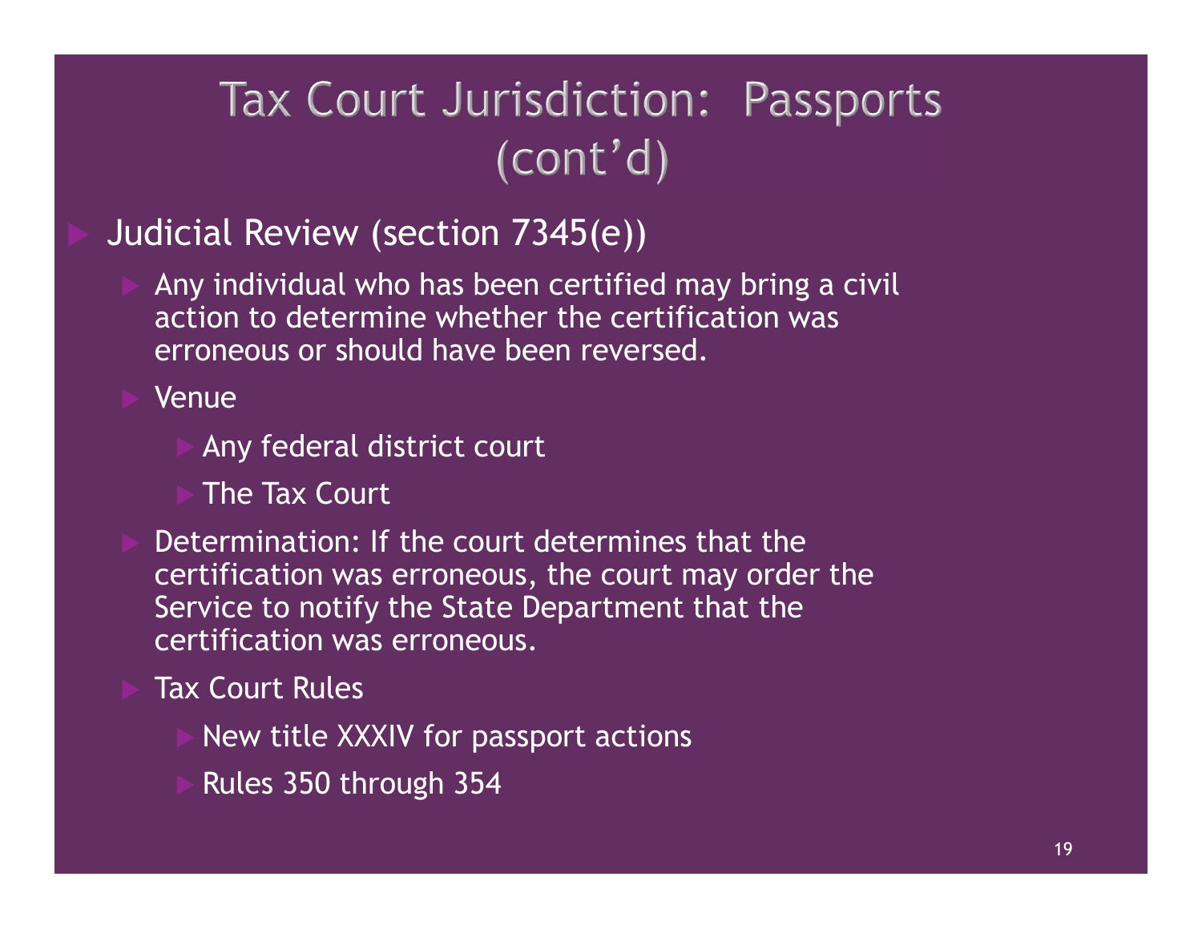# Tax Court Jurisdiction: Passports (cont'd)

- Judicial Review (section 7345(e))
  - Any individual who has been certified may bring a civil action to determine whether the certification was erroneous or should have been reversed.
  - Venue
    - Any federal district court
    - The Tax Court
  - Determination: If the court determines that the certification was erroneous, the court may order the Service to notify the State Department that the certification was erroneous.
  - Tax Court Rules
    - New title XXXIV for passport actions
    - Rules 350 through 354